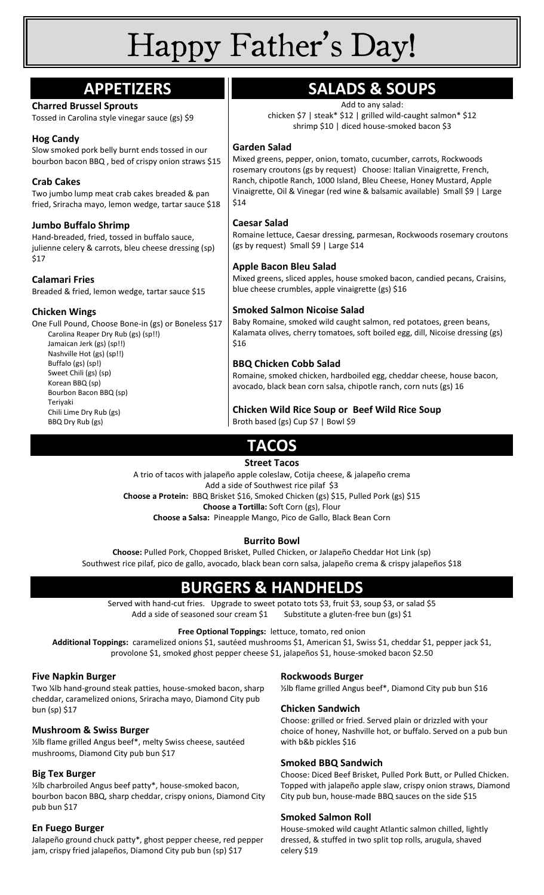# Happy Father's Day!

## APPETIZERS

### Charred Brussel Sprouts
Tossed in Carolina style vinegar sauce (gs) $9

### Hog Candy
Slow smoked pork belly burnt ends tossed in our bourbon bacon BBQ , bed of crispy onion straws $15

### Crab Cakes
Two jumbo lump meat crab cakes breaded & pan fried, Sriracha mayo, lemon wedge, tartar sauce $18

### Jumbo Buffalo Shrimp
Hand-breaded, fried, tossed in buffalo sauce, julienne celery & carrots, bleu cheese dressing (sp) $17

### Calamari Fries
Breaded & fried, lemon wedge, tartar sauce $15

### Chicken Wings
One Full Pound, Choose Bone-in (gs) or Boneless $17

- Carolina Reaper Dry Rub (gs) (sp!!)
- Jamaican Jerk (gs) (sp!!)
- Nashville Hot (gs) (sp!!)
- Buffalo (gs) (sp!)
- Sweet Chili (gs) (sp)
- Korean BBQ (sp)
- Bourbon Bacon BBQ (sp)
- Teriyaki
- Chili Lime Dry Rub (gs)
- BBQ Dry Rub (gs)

## SALADS & SOUPS

Add to any salad:
chicken $7 | steak* $12 | grilled wild-caught salmon* $12
shrimp $10 | diced house-smoked bacon $3

### Garden Salad
Mixed greens, pepper, onion, tomato, cucumber, carrots, Rockwoods rosemary croutons (gs by request) Choose: Italian Vinaigrette, French, Ranch, chipotle Ranch, 1000 Island, Bleu Cheese, Honey Mustard, Apple Vinaigrette, Oil & Vinegar (red wine & balsamic available) Small $9 | Large $14

### Caesar Salad
Romaine lettuce, Caesar dressing, parmesan, Rockwoods rosemary croutons (gs by request) Small $9 | Large $14

### Apple Bacon Bleu Salad
Mixed greens, sliced apples, house smoked bacon, candied pecans, Craisins, blue cheese crumbles, apple vinaigrette (gs) $16

### Smoked Salmon Nicoise Salad
Baby Romaine, smoked wild caught salmon, red potatoes, green beans, Kalamata olives, cherry tomatoes, soft boiled egg, dill, Nicoise dressing (gs) $16

### BBQ Chicken Cobb Salad
Romaine, smoked chicken, hardboiled egg, cheddar cheese, house bacon, avocado, black bean corn salsa, chipotle ranch, corn nuts (gs) 16

### Chicken Wild Rice Soup or Beef Wild Rice Soup
Broth based (gs) Cup $7 | Bowl $9

## TACOS

### Street Tacos
A trio of tacos with jalapeño apple coleslaw, Cotija cheese, & jalapeño crema
Add a side of Southwest rice pilaf $3
**Choose a Protein:** BBQ Brisket $16, Smoked Chicken (gs) $15, Pulled Pork (gs) $15
**Choose a Tortilla:** Soft Corn (gs), Flour
**Choose a Salsa:** Pineapple Mango, Pico de Gallo, Black Bean Corn

### Burrito Bowl
**Choose:** Pulled Pork, Chopped Brisket, Pulled Chicken, or Jalapeño Cheddar Hot Link (sp)
Southwest rice pilaf, pico de gallo, avocado, black bean corn salsa, jalapeño crema & crispy jalapeños $18

## BURGERS & HANDHELDS

Served with hand-cut fries. Upgrade to sweet potato tots $3, fruit $3, soup $3, or salad $5
Add a side of seasoned sour cream $1 Substitute a gluten-free bun (gs) $1

**Free Optional Toppings:** lettuce, tomato, red onion
**Additional Toppings:** caramelized onions $1, sautéed mushrooms $1, American $1, Swiss $1, cheddar $1, pepper jack $1, provolone $1, smoked ghost pepper cheese $1, jalapeños $1, house-smoked bacon $2.50

### Five Napkin Burger
Two ¼lb hand-ground steak patties, house-smoked bacon, sharp cheddar, caramelized onions, Sriracha mayo, Diamond City pub bun (sp) $17

### Mushroom & Swiss Burger
½lb flame grilled Angus beef*, melty Swiss cheese, sautéed mushrooms, Diamond City pub bun $17

### Big Tex Burger
½lb charbroiled Angus beef patty*, house-smoked bacon, bourbon bacon BBQ, sharp cheddar, crispy onions, Diamond City pub bun $17

### En Fuego Burger
Jalapeño ground chuck patty*, ghost pepper cheese, red pepper jam, crispy fried jalapeños, Diamond City pub bun (sp) $17

### Rockwoods Burger
½lb flame grilled Angus beef*, Diamond City pub bun $16

### Chicken Sandwich
Choose: grilled or fried. Served plain or drizzled with your choice of honey, Nashville hot, or buffalo. Served on a pub bun with b&b pickles $16

### Smoked BBQ Sandwich
Choose: Diced Beef Brisket, Pulled Pork Butt, or Pulled Chicken. Topped with jalapeño apple slaw, crispy onion straws, Diamond City pub bun, house-made BBQ sauces on the side $15

### Smoked Salmon Roll
House-smoked wild caught Atlantic salmon chilled, lightly dressed, & stuffed in two split top rolls, arugula, shaved celery $19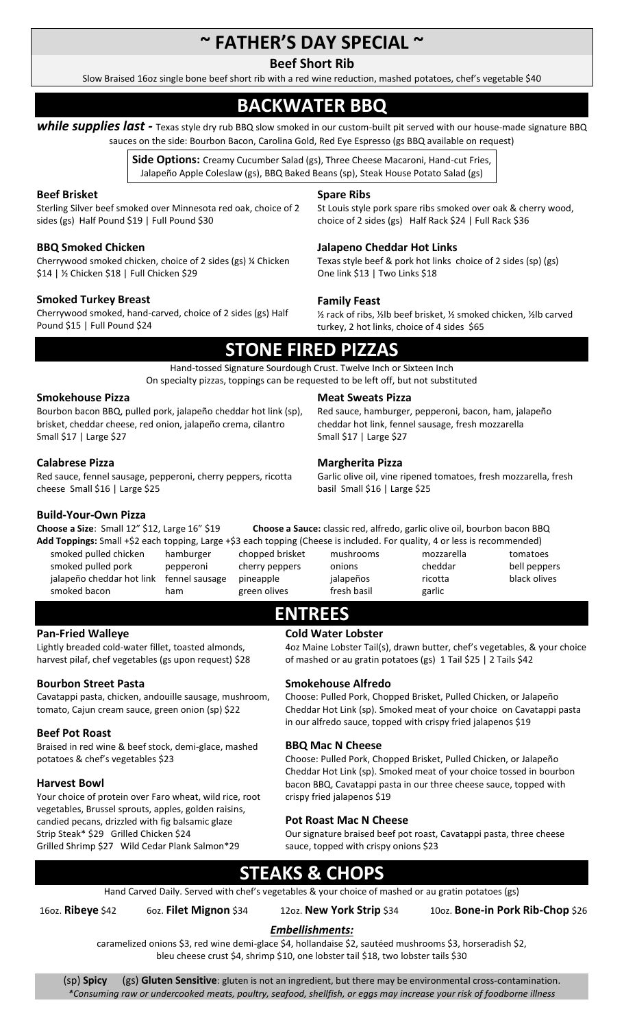# ~ FATHER'S DAY SPECIAL ~

### Beef Short Rib

Slow Braised 16oz single bone beef short rib with a red wine reduction, mashed potatoes, chef's vegetable $40

# BACKWATER BBQ

***while supplies last -*** Texas style dry rub BBQ slow smoked in our custom-built pit served with our house-made signature BBQ sauces on the side: Bourbon Bacon, Carolina Gold, Red Eye Espresso (gs BBQ available on request)

**Side Options:** Creamy Cucumber Salad (gs), Three Cheese Macaroni, Hand-cut Fries, Jalapeño Apple Coleslaw (gs), BBQ Baked Beans (sp), Steak House Potato Salad (gs)

### Beef Brisket

Sterling Silver beef smoked over Minnesota red oak, choice of 2 sides (gs) Half Pound $19 | Full Pound $30

### BBQ Smoked Chicken

Cherrywood smoked chicken, choice of 2 sides (gs) ¼ Chicken $14 | ½ Chicken $18 | Full Chicken $29

### Smoked Turkey Breast

Cherrywood smoked, hand-carved, choice of 2 sides (gs) Half Pound $15 | Full Pound $24

### Spare Ribs

St Louis style pork spare ribs smoked over oak & cherry wood, choice of 2 sides (gs) Half Rack $24 | Full Rack $36

### Jalapeno Cheddar Hot Links

Texas style beef & pork hot links choice of 2 sides (sp) (gs) One link $13 | Two Links $18

### Family Feast

½ rack of ribs, ½lb beef brisket, ½ smoked chicken, ½lb carved turkey, 2 hot links, choice of 4 sides $65

# STONE FIRED PIZZAS

Hand-tossed Signature Sourdough Crust. Twelve Inch or Sixteen Inch
On specialty pizzas, toppings can be requested to be left off, but not substituted

### Smokehouse Pizza

Bourbon bacon BBQ, pulled pork, jalapeño cheddar hot link (sp), brisket, cheddar cheese, red onion, jalapeño crema, cilantro Small $17 | Large $27

### Calabrese Pizza

Red sauce, fennel sausage, pepperoni, cherry peppers, ricotta cheese Small $16 | Large $25

### Meat Sweats Pizza

Red sauce, hamburger, pepperoni, bacon, ham, jalapeño cheddar hot link, fennel sausage, fresh mozzarella Small $17 | Large $27

### Margherita Pizza

Garlic olive oil, vine ripened tomatoes, fresh mozzarella, fresh basil Small $16 | Large $25

### Build-Your-Own Pizza

**Choose a Size**: Small 12" $12, Large 16" $19 **Choose a Sauce:** classic red, alfredo, garlic olive oil, bourbon bacon BBQ
**Add Toppings:** Small +$2 each topping, Large +$3 each topping (Cheese is included. For quality, 4 or less is recommended)

| | | | | | |
|---|---|---|---|---|---|
| smoked pulled chicken | hamburger | chopped brisket | mushrooms | mozzarella | tomatoes |
| smoked pulled pork | pepperoni | cherry peppers | onions | cheddar | bell peppers |
| jalapeño cheddar hot link | fennel sausage | pineapple | jalapeños | ricotta | black olives |
| smoked bacon | ham | green olives | fresh basil | garlic | |

# ENTREES

### Pan-Fried Walleye

Lightly breaded cold-water fillet, toasted almonds, harvest pilaf, chef vegetables (gs upon request) $28

### Bourbon Street Pasta

Cavatappi pasta, chicken, andouille sausage, mushroom, tomato, Cajun cream sauce, green onion (sp) $22

### Beef Pot Roast

Braised in red wine & beef stock, demi-glace, mashed potatoes & chef's vegetables $23

### Harvest Bowl

Your choice of protein over Faro wheat, wild rice, root vegetables, Brussel sprouts, apples, golden raisins, candied pecans, drizzled with fig balsamic glaze
Strip Steak* $29 Grilled Chicken $24
Grilled Shrimp $27 Wild Cedar Plank Salmon*29

### Cold Water Lobster

4oz Maine Lobster Tail(s), drawn butter, chef's vegetables, & your choice of mashed or au gratin potatoes (gs) 1 Tail $25 | 2 Tails $42

### Smokehouse Alfredo

Choose: Pulled Pork, Chopped Brisket, Pulled Chicken, or Jalapeño Cheddar Hot Link (sp). Smoked meat of your choice on Cavatappi pasta in our alfredo sauce, topped with crispy fried jalapenos $19

### BBQ Mac N Cheese

Choose: Pulled Pork, Chopped Brisket, Pulled Chicken, or Jalapeño Cheddar Hot Link (sp). Smoked meat of your choice tossed in bourbon bacon BBQ, Cavatappi pasta in our three cheese sauce, topped with crispy fried jalapenos $19

### Pot Roast Mac N Cheese

Our signature braised beef pot roast, Cavatappi pasta, three cheese sauce, topped with crispy onions $23

# STEAKS & CHOPS

Hand Carved Daily. Served with chef's vegetables & your choice of mashed or au gratin potatoes (gs)

16oz. **Ribeye** $42 6oz. **Filet Mignon** $34 12oz. **New York Strip** $34 10oz. **Bone-in Pork Rib-Chop** $26

***Embellishments:***

caramelized onions $3, red wine demi-glace $4, hollandaise $2, sautéed mushrooms $3, horseradish $2, bleu cheese crust $4, shrimp $10, one lobster tail $18, two lobster tails $30

(sp) **Spicy** (gs) **Gluten Sensitive**: gluten is not an ingredient, but there may be environmental cross-contamination.
*\*Consuming raw or undercooked meats, poultry, seafood, shellfish, or eggs may increase your risk of foodborne illness*